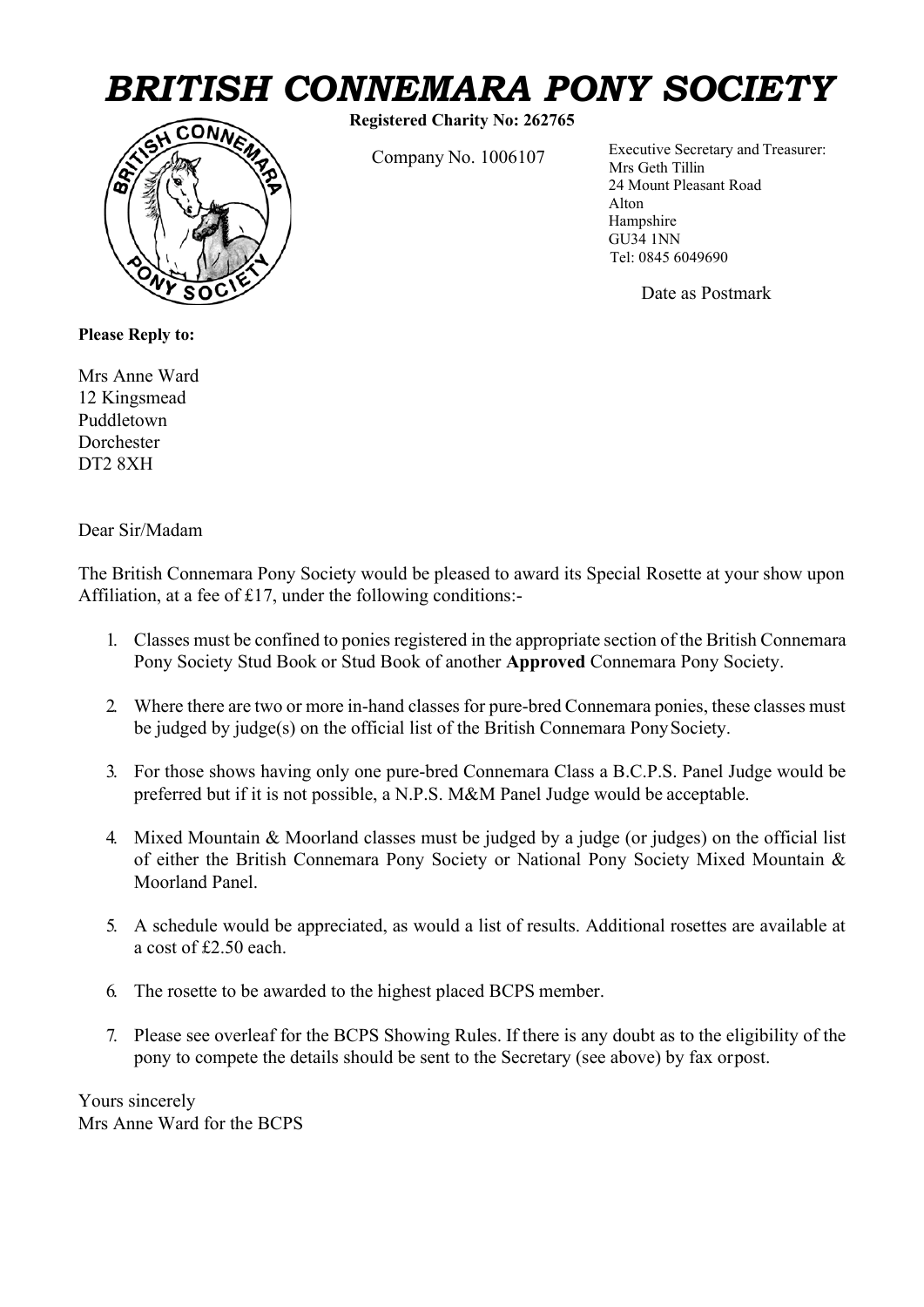# *BRITISH CONNEMARA PONY SOCIETY*

**Registered Charity No: 262765**

Company No. 1006107

Executive Secretary and Treasurer:
Mrs Geth Tillin
24 Mount Pleasant Road
Alton
Hampshire
GU34 1NN
Tel: 0845 6049690

Date as Postmark

**Please Reply to:**

Mrs Anne Ward
12 Kingsmead
Puddletown
Dorchester
DT2 8XH

Dear Sir/Madam

The British Connemara Pony Society would be pleased to award its Special Rosette at your show upon Affiliation, at a fee of £17, under the following conditions:-

1. Classes must be confined to ponies registered in the appropriate section of the British Connemara Pony Society Stud Book or Stud Book of another **Approved** Connemara Pony Society.

2. Where there are two or more in-hand classes for pure-bred Connemara ponies, these classes must be judged by judge(s) on the official list of the British Connemara Pony Society.

3. For those shows having only one pure-bred Connemara Class a B.C.P.S. Panel Judge would be preferred but if it is not possible, a N.P.S. M&M Panel Judge would be acceptable.

4. Mixed Mountain & Moorland classes must be judged by a judge (or judges) on the official list of either the British Connemara Pony Society or National Pony Society Mixed Mountain & Moorland Panel.

5. A schedule would be appreciated, as would a list of results. Additional rosettes are available at a cost of £2.50 each.

6. The rosette to be awarded to the highest placed BCPS member.

7. Please see overleaf for the BCPS Showing Rules. If there is any doubt as to the eligibility of the pony to compete the details should be sent to the Secretary (see above) by fax or post.

Yours sincerely
Mrs Anne Ward for the BCPS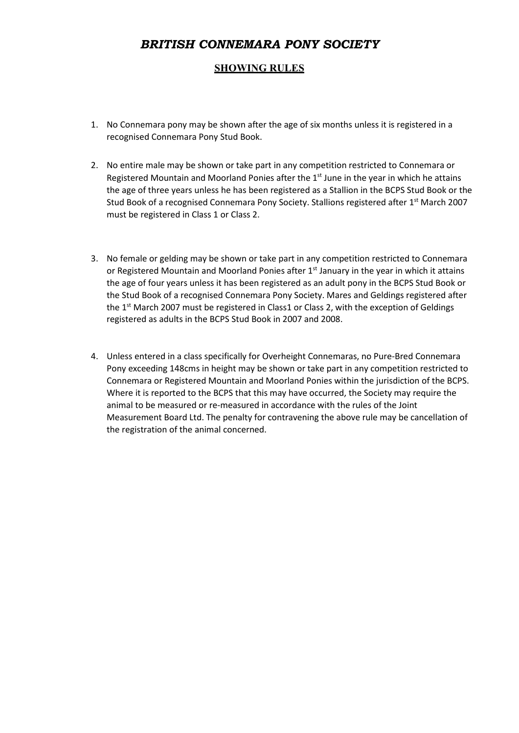# ***BRITISH CONNEMARA PONY SOCIETY***

## **SHOWING RULES**

1. No Connemara pony may be shown after the age of six months unless it is registered in a recognised Connemara Pony Stud Book.

2. No entire male may be shown or take part in any competition restricted to Connemara or Registered Mountain and Moorland Ponies after the 1st June in the year in which he attains the age of three years unless he has been registered as a Stallion in the BCPS Stud Book or the Stud Book of a recognised Connemara Pony Society. Stallions registered after 1st March 2007 must be registered in Class 1 or Class 2.

3. No female or gelding may be shown or take part in any competition restricted to Connemara or Registered Mountain and Moorland Ponies after 1st January in the year in which it attains the age of four years unless it has been registered as an adult pony in the BCPS Stud Book or the Stud Book of a recognised Connemara Pony Society. Mares and Geldings registered after the 1st March 2007 must be registered in Class1 or Class 2, with the exception of Geldings registered as adults in the BCPS Stud Book in 2007 and 2008.

4. Unless entered in a class specifically for Overheight Connemaras, no Pure-Bred Connemara Pony exceeding 148cms in height may be shown or take part in any competition restricted to Connemara or Registered Mountain and Moorland Ponies within the jurisdiction of the BCPS. Where it is reported to the BCPS that this may have occurred, the Society may require the animal to be measured or re-measured in accordance with the rules of the Joint Measurement Board Ltd. The penalty for contravening the above rule may be cancellation of the registration of the animal concerned.